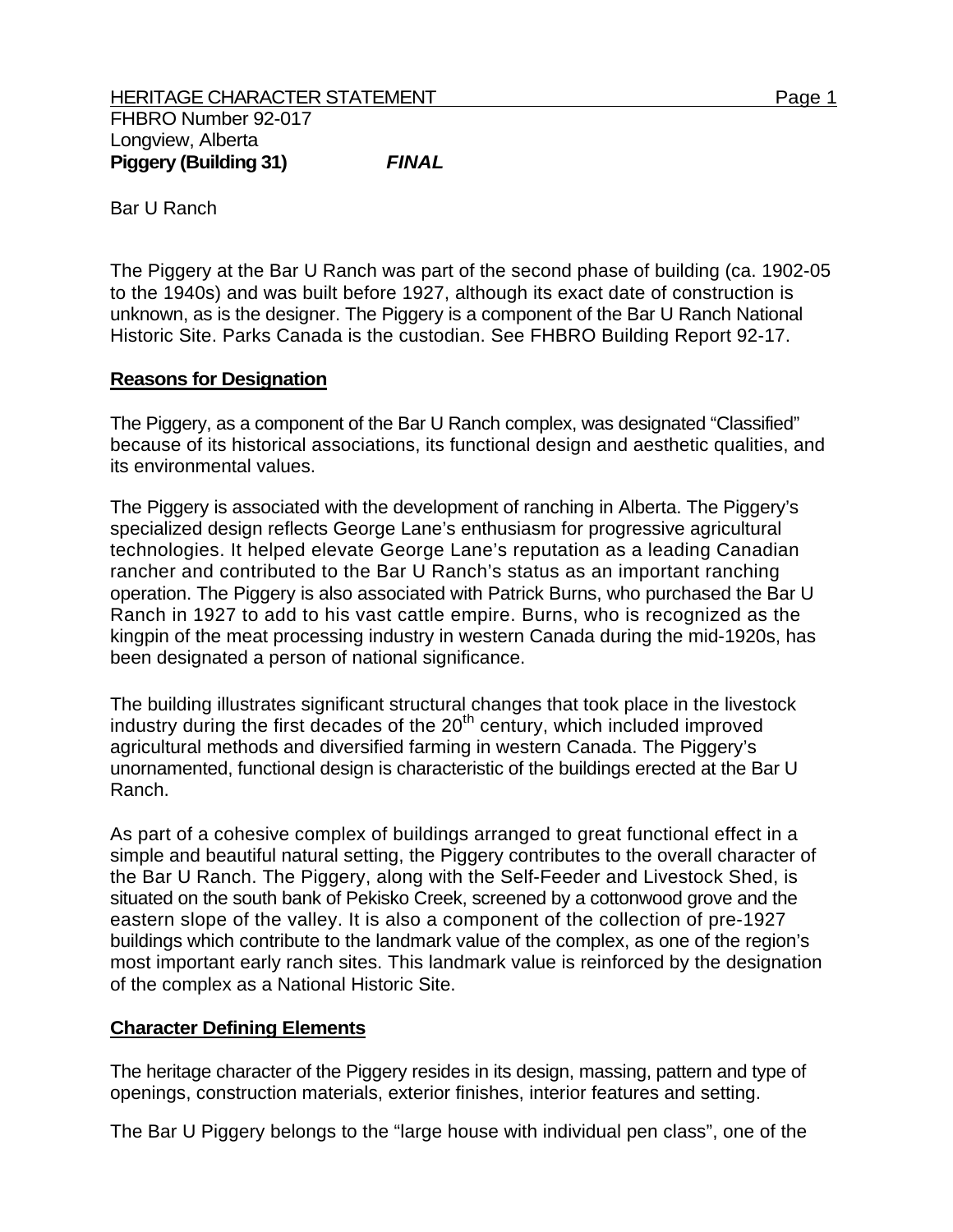HERITAGE CHARACTER STATEMENT

FHBRO Number 92-017
Longview, Alberta
**Piggery (Building 31)** ***FINAL***

Bar U Ranch

The Piggery at the Bar U Ranch was part of the second phase of building (ca. 1902-05 to the 1940s) and was built before 1927, although its exact date of construction is unknown, as is the designer. The Piggery is a component of the Bar U Ranch National Historic Site. Parks Canada is the custodian. See FHBRO Building Report 92-17.

## Reasons for Designation

The Piggery, as a component of the Bar U Ranch complex, was designated "Classified" because of its historical associations, its functional design and aesthetic qualities, and its environmental values.

The Piggery is associated with the development of ranching in Alberta. The Piggery's specialized design reflects George Lane's enthusiasm for progressive agricultural technologies. It helped elevate George Lane's reputation as a leading Canadian rancher and contributed to the Bar U Ranch's status as an important ranching operation. The Piggery is also associated with Patrick Burns, who purchased the Bar U Ranch in 1927 to add to his vast cattle empire. Burns, who is recognized as the kingpin of the meat processing industry in western Canada during the mid-1920s, has been designated a person of national significance.

The building illustrates significant structural changes that took place in the livestock industry during the first decades of the 20th century, which included improved agricultural methods and diversified farming in western Canada. The Piggery's unornamented, functional design is characteristic of the buildings erected at the Bar U Ranch.

As part of a cohesive complex of buildings arranged to great functional effect in a simple and beautiful natural setting, the Piggery contributes to the overall character of the Bar U Ranch. The Piggery, along with the Self-Feeder and Livestock Shed, is situated on the south bank of Pekisko Creek, screened by a cottonwood grove and the eastern slope of the valley. It is also a component of the collection of pre-1927 buildings which contribute to the landmark value of the complex, as one of the region's most important early ranch sites. This landmark value is reinforced by the designation of the complex as a National Historic Site.

## Character Defining Elements

The heritage character of the Piggery resides in its design, massing, pattern and type of openings, construction materials, exterior finishes, interior features and setting.

The Bar U Piggery belongs to the "large house with individual pen class", one of the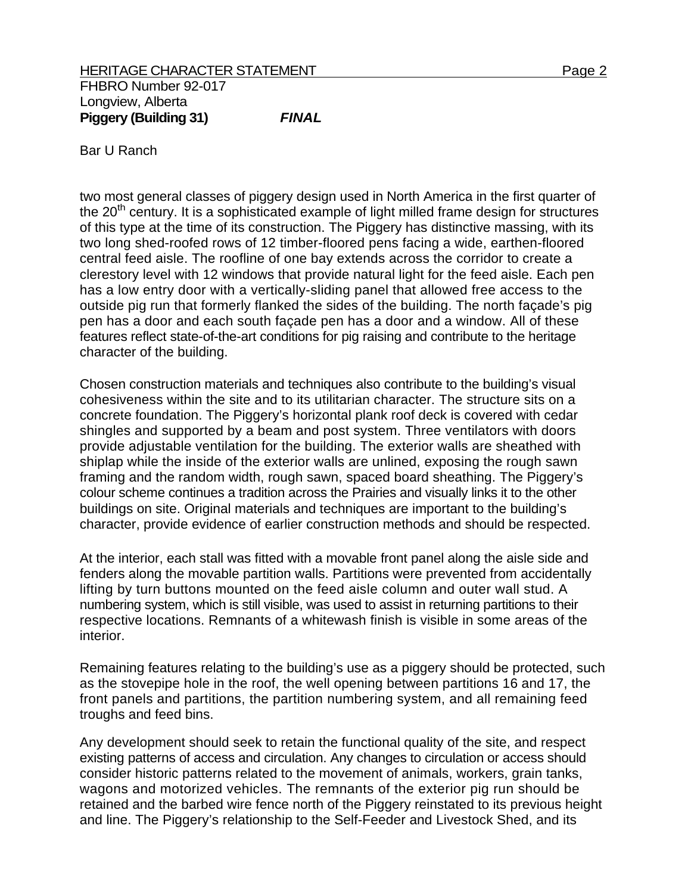two most general classes of piggery design used in North America in the first quarter of the 20th century. It is a sophisticated example of light milled frame design for structures of this type at the time of its construction. The Piggery has distinctive massing, with its two long shed-roofed rows of 12 timber-floored pens facing a wide, earthen-floored central feed aisle. The roofline of one bay extends across the corridor to create a clerestory level with 12 windows that provide natural light for the feed aisle. Each pen has a low entry door with a vertically-sliding panel that allowed free access to the outside pig run that formerly flanked the sides of the building. The north façade's pig pen has a door and each south façade pen has a door and a window. All of these features reflect state-of-the-art conditions for pig raising and contribute to the heritage character of the building.

Chosen construction materials and techniques also contribute to the building's visual cohesiveness within the site and to its utilitarian character. The structure sits on a concrete foundation. The Piggery's horizontal plank roof deck is covered with cedar shingles and supported by a beam and post system. Three ventilators with doors provide adjustable ventilation for the building. The exterior walls are sheathed with shiplap while the inside of the exterior walls are unlined, exposing the rough sawn framing and the random width, rough sawn, spaced board sheathing. The Piggery's colour scheme continues a tradition across the Prairies and visually links it to the other buildings on site. Original materials and techniques are important to the building's character, provide evidence of earlier construction methods and should be respected.

At the interior, each stall was fitted with a movable front panel along the aisle side and fenders along the movable partition walls. Partitions were prevented from accidentally lifting by turn buttons mounted on the feed aisle column and outer wall stud. A numbering system, which is still visible, was used to assist in returning partitions to their respective locations. Remnants of a whitewash finish is visible in some areas of the interior.

Remaining features relating to the building's use as a piggery should be protected, such as the stovepipe hole in the roof, the well opening between partitions 16 and 17, the front panels and partitions, the partition numbering system, and all remaining feed troughs and feed bins.

Any development should seek to retain the functional quality of the site, and respect existing patterns of access and circulation. Any changes to circulation or access should consider historic patterns related to the movement of animals, workers, grain tanks, wagons and motorized vehicles. The remnants of the exterior pig run should be retained and the barbed wire fence north of the Piggery reinstated to its previous height and line. The Piggery's relationship to the Self-Feeder and Livestock Shed, and its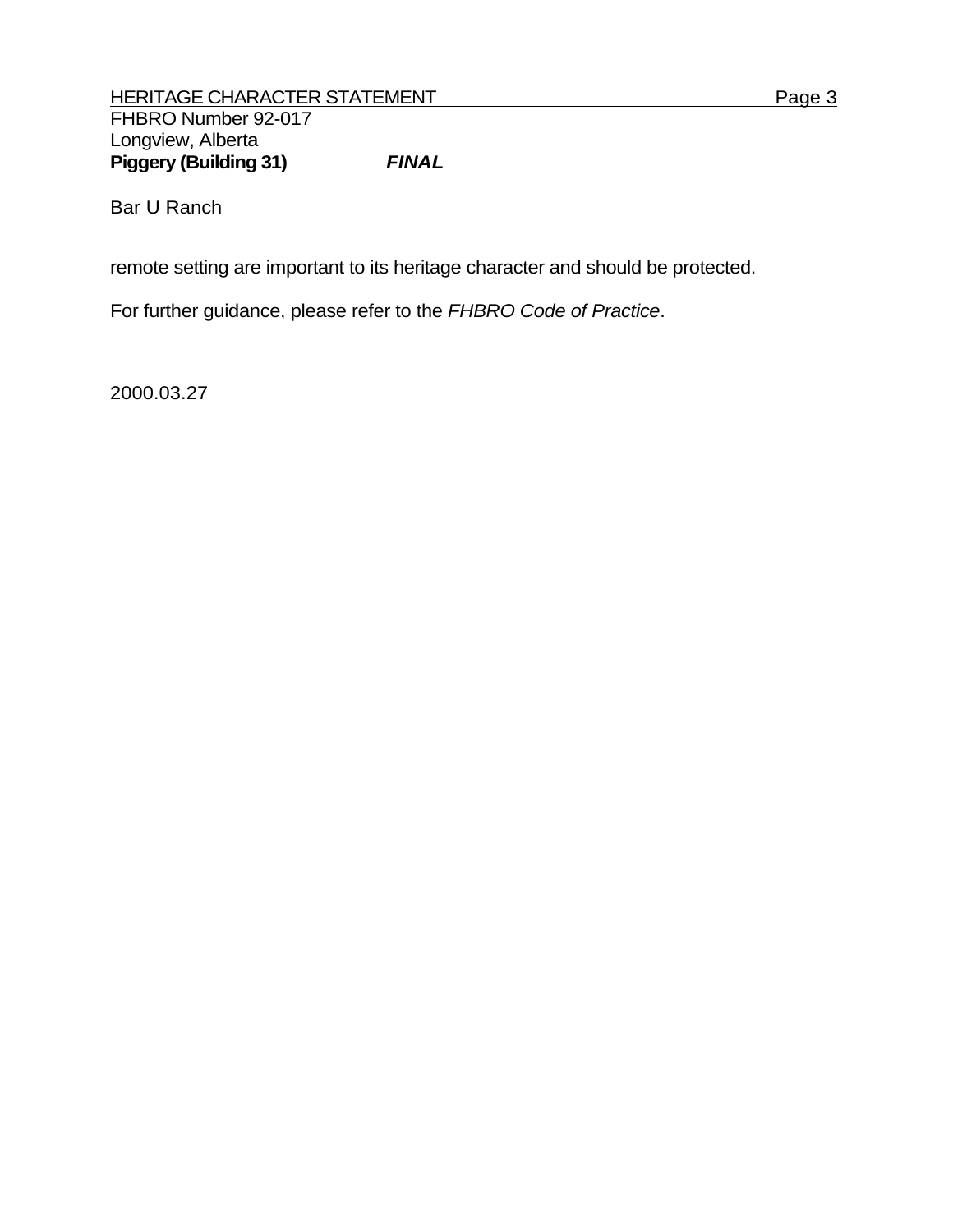remote setting are important to its heritage character and should be protected.

For further guidance, please refer to the *FHBRO Code of Practice*.

2000.03.27